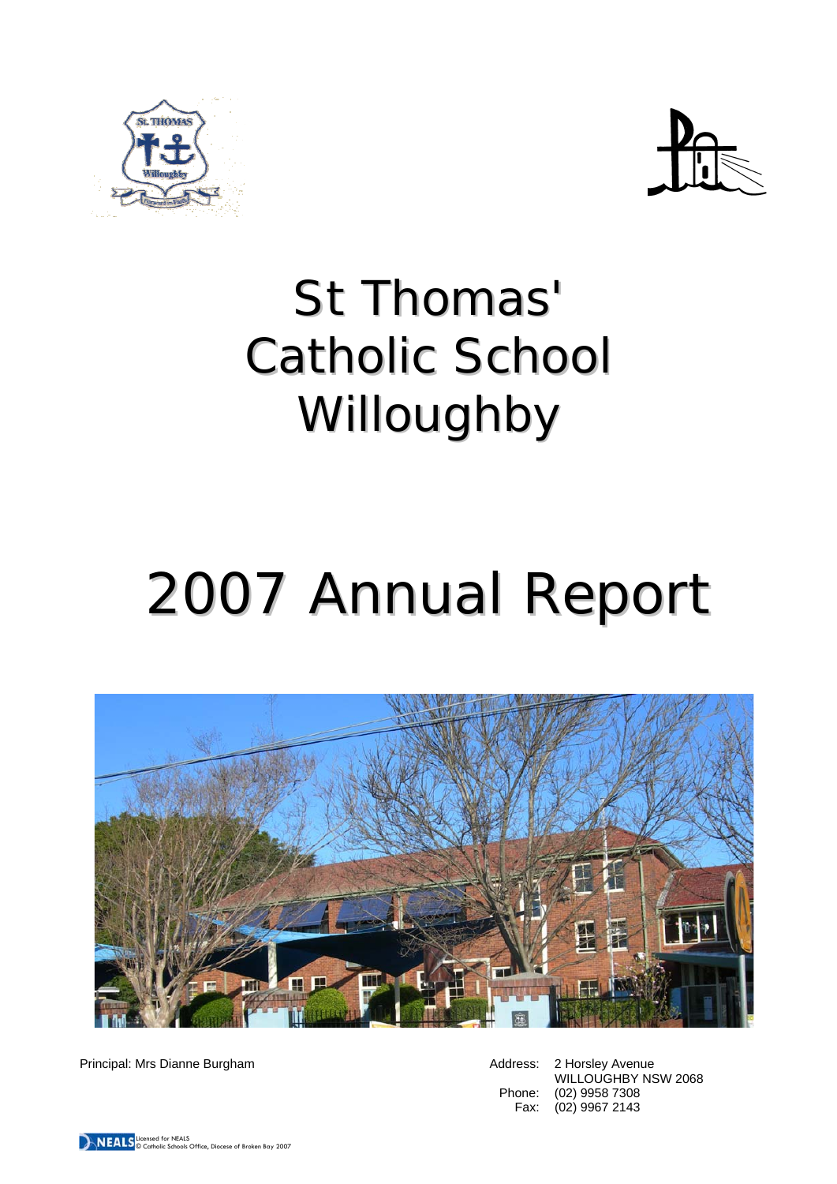# St Thomas' Catholic School Willoughby

# 2007 Annual Report

Principal: Mrs Dianne Burgham

Address: 2 Horsley Avenue
WILLOUGHBY NSW 2068
Phone: (02) 9958 7308
Fax: (02) 9967 2143

Licensed for NEALS
© Catholic Schools Office, Diocese of Broken Bay 2007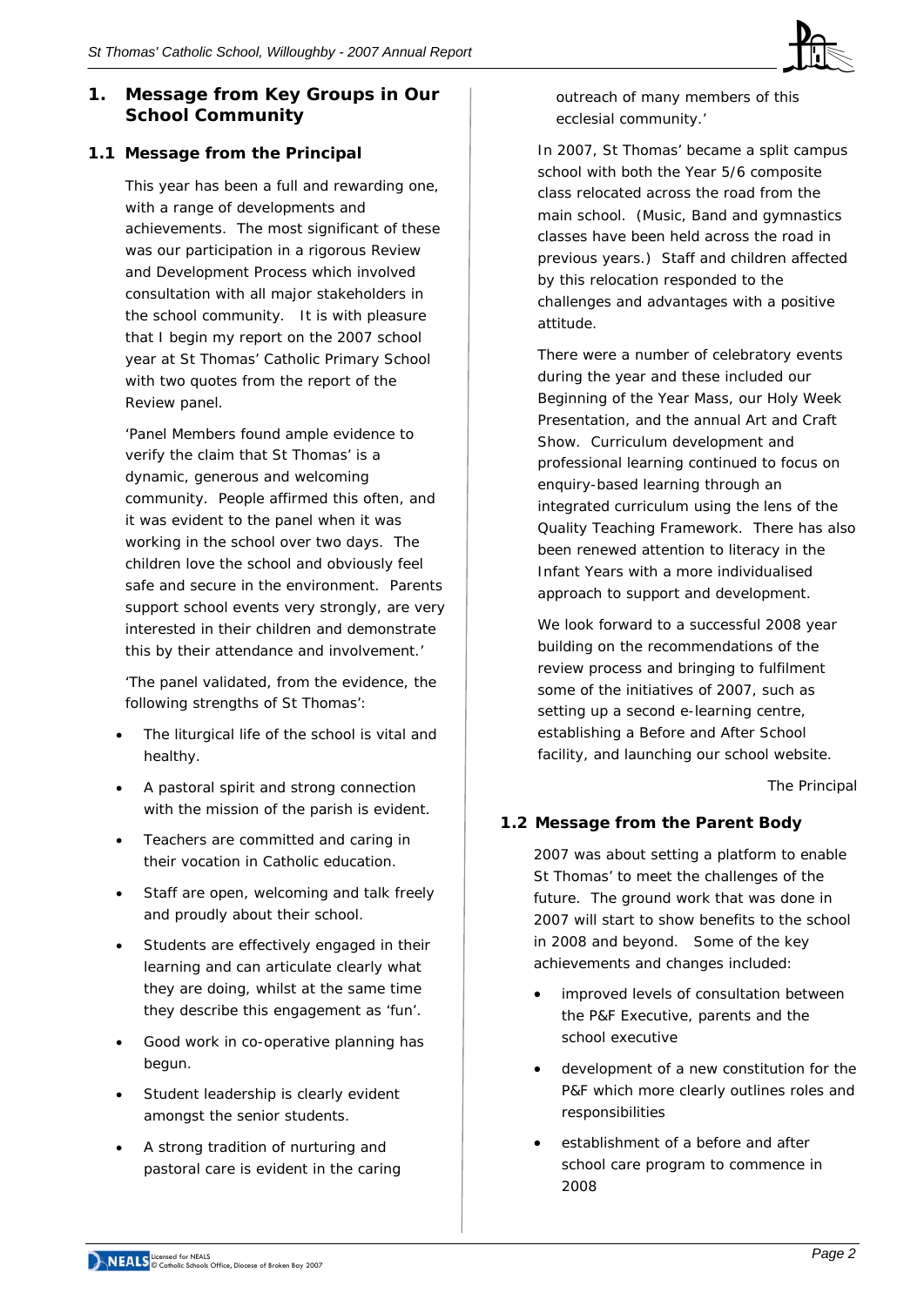# 1. Message from Key Groups in Our School Community

## 1.1 Message from the Principal

This year has been a full and rewarding one, with a range of developments and achievements. The most significant of these was our participation in a rigorous Review and Development Process which involved consultation with all major stakeholders in the school community. It is with pleasure that I begin my report on the 2007 school year at St Thomas' Catholic Primary School with two quotes from the report of the Review panel.

'Panel Members found ample evidence to verify the claim that St Thomas' is a dynamic, generous and welcoming community. People affirmed this often, and it was evident to the panel when it was working in the school over two days. The children love the school and obviously feel safe and secure in the environment. Parents support school events very strongly, are very interested in their children and demonstrate this by their attendance and involvement.'

'The panel validated, from the evidence, the following strengths of St Thomas':

- The liturgical life of the school is vital and healthy.
- A pastoral spirit and strong connection with the mission of the parish is evident.
- Teachers are committed and caring in their vocation in Catholic education.
- Staff are open, welcoming and talk freely and proudly about their school.
- Students are effectively engaged in their learning and can articulate clearly what they are doing, whilst at the same time they describe this engagement as 'fun'.
- Good work in co-operative planning has begun.
- Student leadership is clearly evident amongst the senior students.
- A strong tradition of nurturing and pastoral care is evident in the caring outreach of many members of this ecclesial community.'

In 2007, St Thomas' became a split campus school with both the Year 5/6 composite class relocated across the road from the main school. (Music, Band and gymnastics classes have been held across the road in previous years.) Staff and children affected by this relocation responded to the challenges and advantages with a positive attitude.

There were a number of celebratory events during the year and these included our Beginning of the Year Mass, our Holy Week Presentation, and the annual Art and Craft Show. Curriculum development and professional learning continued to focus on enquiry-based learning through an integrated curriculum using the lens of the Quality Teaching Framework. There has also been renewed attention to literacy in the Infant Years with a more individualised approach to support and development.

We look forward to a successful 2008 year building on the recommendations of the review process and bringing to fulfilment some of the initiatives of 2007, such as setting up a second e-learning centre, establishing a Before and After School facility, and launching our school website.

The Principal

## 1.2 Message from the Parent Body

2007 was about setting a platform to enable St Thomas' to meet the challenges of the future. The ground work that was done in 2007 will start to show benefits to the school in 2008 and beyond. Some of the key achievements and changes included:

- improved levels of consultation between the P&F Executive, parents and the school executive
- development of a new constitution for the P&F which more clearly outlines roles and responsibilities
- establishment of a before and after school care program to commence in 2008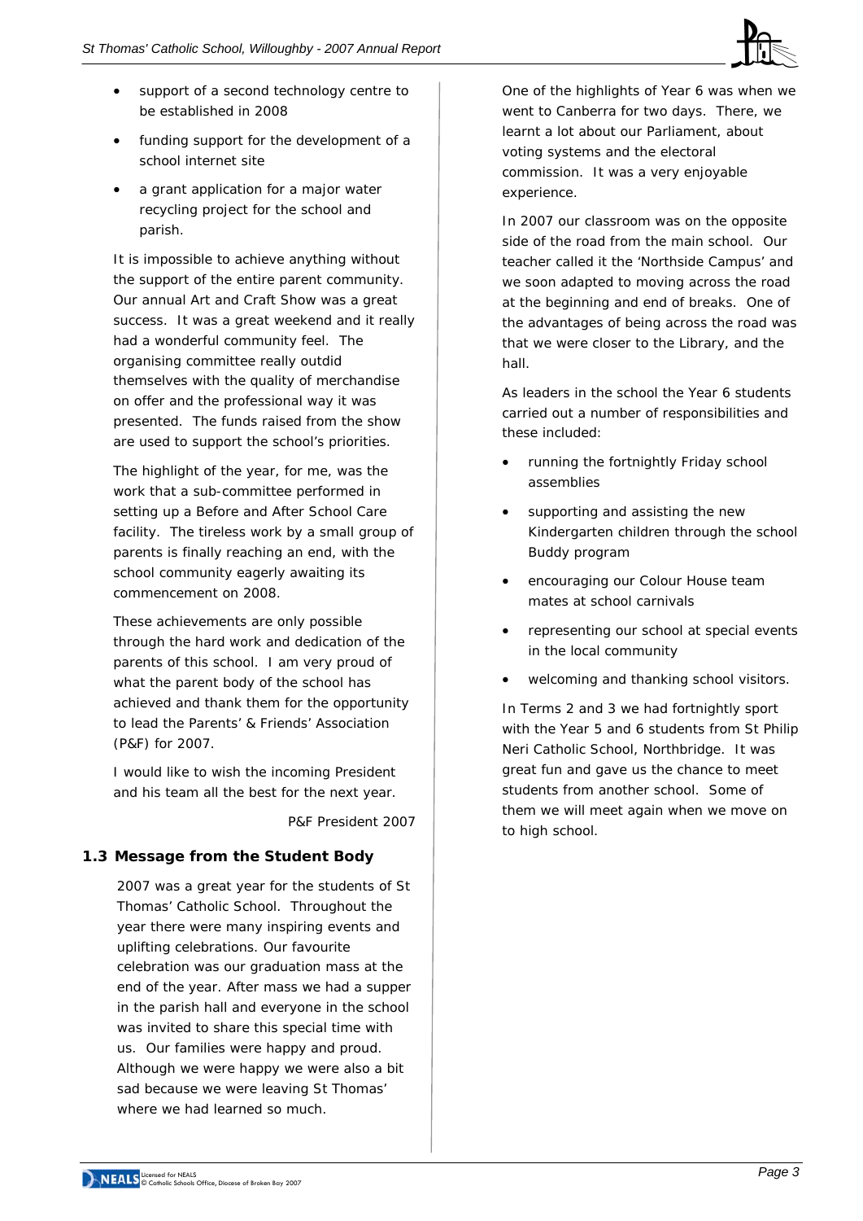- support of a second technology centre to be established in 2008
- funding support for the development of a school internet site
- a grant application for a major water recycling project for the school and parish.

It is impossible to achieve anything without the support of the entire parent community. Our annual Art and Craft Show was a great success. It was a great weekend and it really had a wonderful community feel. The organising committee really outdid themselves with the quality of merchandise on offer and the professional way it was presented. The funds raised from the show are used to support the school's priorities.

The highlight of the year, for me, was the work that a sub-committee performed in setting up a Before and After School Care facility. The tireless work by a small group of parents is finally reaching an end, with the school community eagerly awaiting its commencement on 2008.

These achievements are only possible through the hard work and dedication of the parents of this school. I am very proud of what the parent body of the school has achieved and thank them for the opportunity to lead the Parents' & Friends' Association (P&F) for 2007.

I would like to wish the incoming President and his team all the best for the next year.

P&F President 2007

## 1.3 Message from the Student Body

2007 was a great year for the students of St Thomas' Catholic School. Throughout the year there were many inspiring events and uplifting celebrations. Our favourite celebration was our graduation mass at the end of the year. After mass we had a supper in the parish hall and everyone in the school was invited to share this special time with us. Our families were happy and proud. Although we were happy we were also a bit sad because we were leaving St Thomas' where we had learned so much.

One of the highlights of Year 6 was when we went to Canberra for two days. There, we learnt a lot about our Parliament, about voting systems and the electoral commission. It was a very enjoyable experience.

In 2007 our classroom was on the opposite side of the road from the main school. Our teacher called it the 'Northside Campus' and we soon adapted to moving across the road at the beginning and end of breaks. One of the advantages of being across the road was that we were closer to the Library, and the hall.

As leaders in the school the Year 6 students carried out a number of responsibilities and these included:

- running the fortnightly Friday school assemblies
- supporting and assisting the new Kindergarten children through the school Buddy program
- encouraging our Colour House team mates at school carnivals
- representing our school at special events in the local community
- welcoming and thanking school visitors.

In Terms 2 and 3 we had fortnightly sport with the Year 5 and 6 students from St Philip Neri Catholic School, Northbridge. It was great fun and gave us the chance to meet students from another school. Some of them we will meet again when we move on to high school.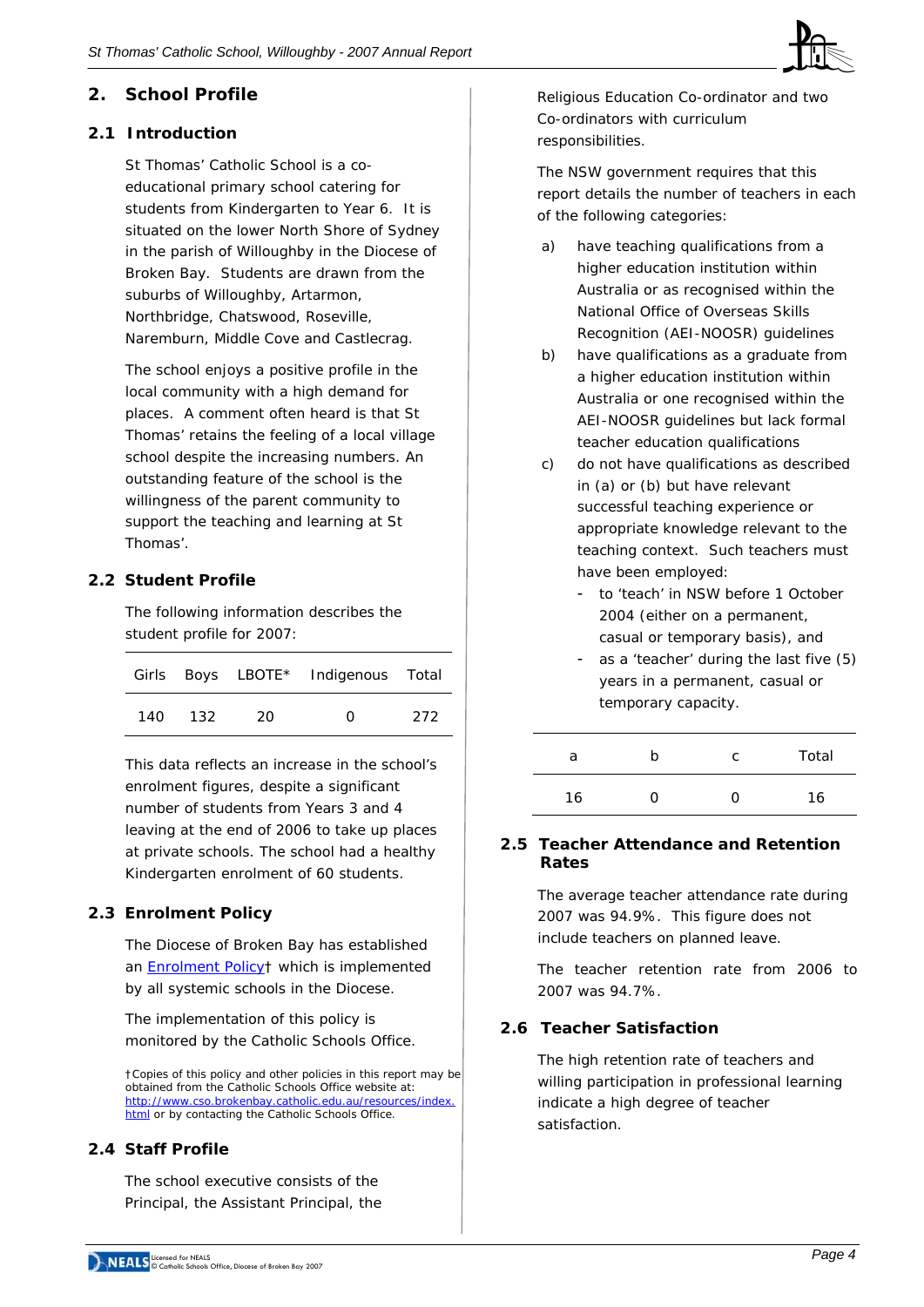## 2. School Profile

### 2.1 Introduction

St Thomas' Catholic School is a co-educational primary school catering for students from Kindergarten to Year 6. It is situated on the lower North Shore of Sydney in the parish of Willoughby in the Diocese of Broken Bay. Students are drawn from the suburbs of Willoughby, Artarmon, Northbridge, Chatswood, Roseville, Naremburn, Middle Cove and Castlecrag.

The school enjoys a positive profile in the local community with a high demand for places. A comment often heard is that St Thomas' retains the feeling of a local village school despite the increasing numbers. An outstanding feature of the school is the willingness of the parent community to support the teaching and learning at St Thomas'.

### 2.2 Student Profile

The following information describes the student profile for 2007:

| Girls | Boys | LBOTE* | Indigenous | Total |
|---|---|---|---|---|
| 140 | 132 | 20 | 0 | 272 |

This data reflects an increase in the school's enrolment figures, despite a significant number of students from Years 3 and 4 leaving at the end of 2006 to take up places at private schools. The school had a healthy Kindergarten enrolment of 60 students.

### 2.3 Enrolment Policy

The Diocese of Broken Bay has established an Enrolment Policy† which is implemented by all systemic schools in the Diocese.

The implementation of this policy is monitored by the Catholic Schools Office.

†Copies of this policy and other policies in this report may be obtained from the Catholic Schools Office website at: http://www.cso.brokenbay.catholic.edu.au/resources/index.html or by contacting the Catholic Schools Office.

### 2.4 Staff Profile

The school executive consists of the Principal, the Assistant Principal, the Religious Education Co-ordinator and two Co-ordinators with curriculum responsibilities.

The NSW government requires that this report details the number of teachers in each of the following categories:

a) have teaching qualifications from a higher education institution within Australia or as recognised within the National Office of Overseas Skills Recognition (AEI-NOOSR) guidelines

b) have qualifications as a graduate from a higher education institution within Australia or one recognised within the AEI-NOOSR guidelines but lack formal teacher education qualifications

c) do not have qualifications as described in (a) or (b) but have relevant successful teaching experience or appropriate knowledge relevant to the teaching context. Such teachers must have been employed:
   - to 'teach' in NSW before 1 October 2004 (either on a permanent, casual or temporary basis), and
   - as a 'teacher' during the last five (5) years in a permanent, casual or temporary capacity.

| a | b | c | Total |
|---|---|---|---|
| 16 | 0 | 0 | 16 |

### 2.5 Teacher Attendance and Retention Rates

The average teacher attendance rate during 2007 was 94.9%. This figure does not include teachers on planned leave.

The teacher retention rate from 2006 to 2007 was 94.7%.

### 2.6 Teacher Satisfaction

The high retention rate of teachers and willing participation in professional learning indicate a high degree of teacher satisfaction.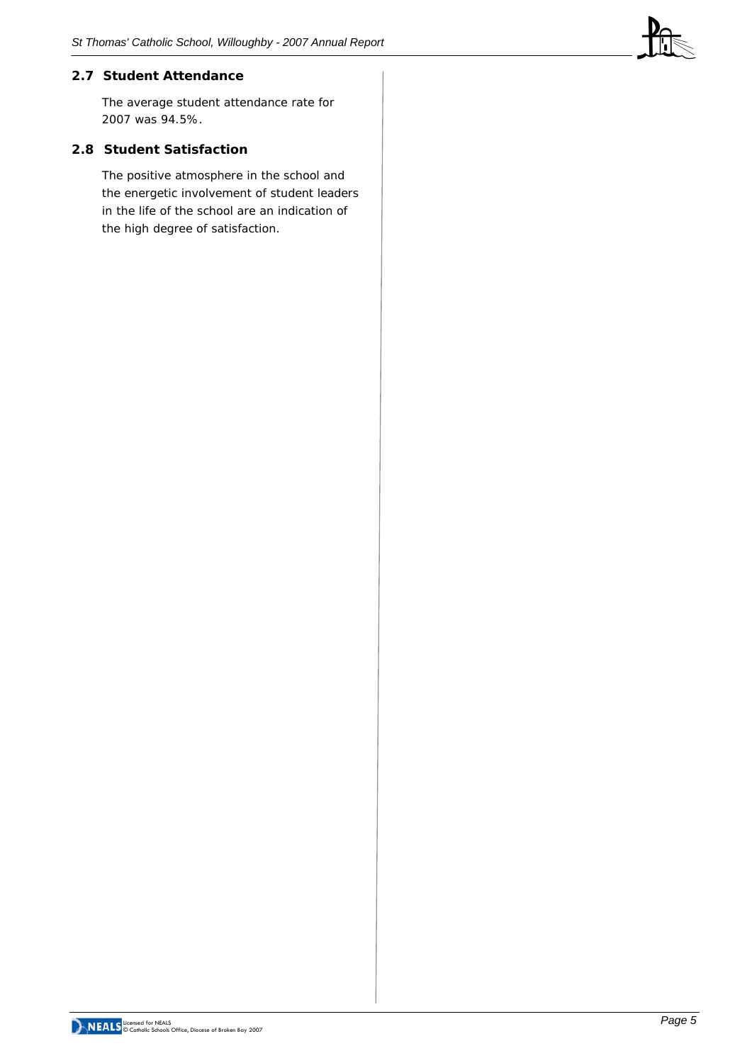## 2.7 Student Attendance

The average student attendance rate for 2007 was 94.5%.

## 2.8 Student Satisfaction

The positive atmosphere in the school and the energetic involvement of student leaders in the life of the school are an indication of the high degree of satisfaction.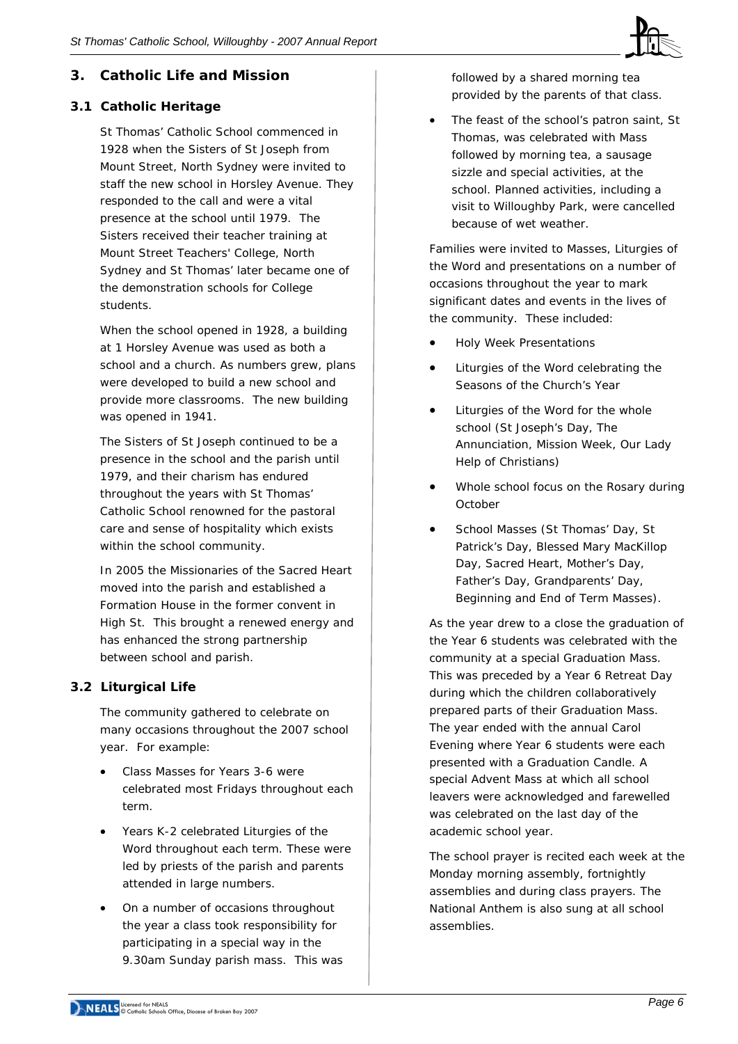## 3. Catholic Life and Mission

### 3.1 Catholic Heritage

St Thomas' Catholic School commenced in 1928 when the Sisters of St Joseph from Mount Street, North Sydney were invited to staff the new school in Horsley Avenue. They responded to the call and were a vital presence at the school until 1979. The Sisters received their teacher training at Mount Street Teachers' College, North Sydney and St Thomas' later became one of the demonstration schools for College students.

When the school opened in 1928, a building at 1 Horsley Avenue was used as both a school and a church. As numbers grew, plans were developed to build a new school and provide more classrooms. The new building was opened in 1941.

The Sisters of St Joseph continued to be a presence in the school and the parish until 1979, and their charism has endured throughout the years with St Thomas' Catholic School renowned for the pastoral care and sense of hospitality which exists within the school community.

In 2005 the Missionaries of the Sacred Heart moved into the parish and established a Formation House in the former convent in High St. This brought a renewed energy and has enhanced the strong partnership between school and parish.

### 3.2 Liturgical Life

The community gathered to celebrate on many occasions throughout the 2007 school year. For example:

- Class Masses for Years 3-6 were celebrated most Fridays throughout each term.
- Years K-2 celebrated Liturgies of the Word throughout each term. These were led by priests of the parish and parents attended in large numbers.
- On a number of occasions throughout the year a class took responsibility for participating in a special way in the 9.30am Sunday parish mass. This was followed by a shared morning tea provided by the parents of that class.
- The feast of the school's patron saint, St Thomas, was celebrated with Mass followed by morning tea, a sausage sizzle and special activities, at the school. Planned activities, including a visit to Willoughby Park, were cancelled because of wet weather.

Families were invited to Masses, Liturgies of the Word and presentations on a number of occasions throughout the year to mark significant dates and events in the lives of the community. These included:

- Holy Week Presentations
- Liturgies of the Word celebrating the Seasons of the Church's Year
- Liturgies of the Word for the whole school (St Joseph's Day, The Annunciation, Mission Week, Our Lady Help of Christians)
- Whole school focus on the Rosary during October
- School Masses (St Thomas' Day, St Patrick's Day, Blessed Mary MacKillop Day, Sacred Heart, Mother's Day, Father's Day, Grandparents' Day, Beginning and End of Term Masses).

As the year drew to a close the graduation of the Year 6 students was celebrated with the community at a special Graduation Mass. This was preceded by a Year 6 Retreat Day during which the children collaboratively prepared parts of their Graduation Mass. The year ended with the annual Carol Evening where Year 6 students were each presented with a Graduation Candle. A special Advent Mass at which all school leavers were acknowledged and farewelled was celebrated on the last day of the academic school year.

The school prayer is recited each week at the Monday morning assembly, fortnightly assemblies and during class prayers. The National Anthem is also sung at all school assemblies.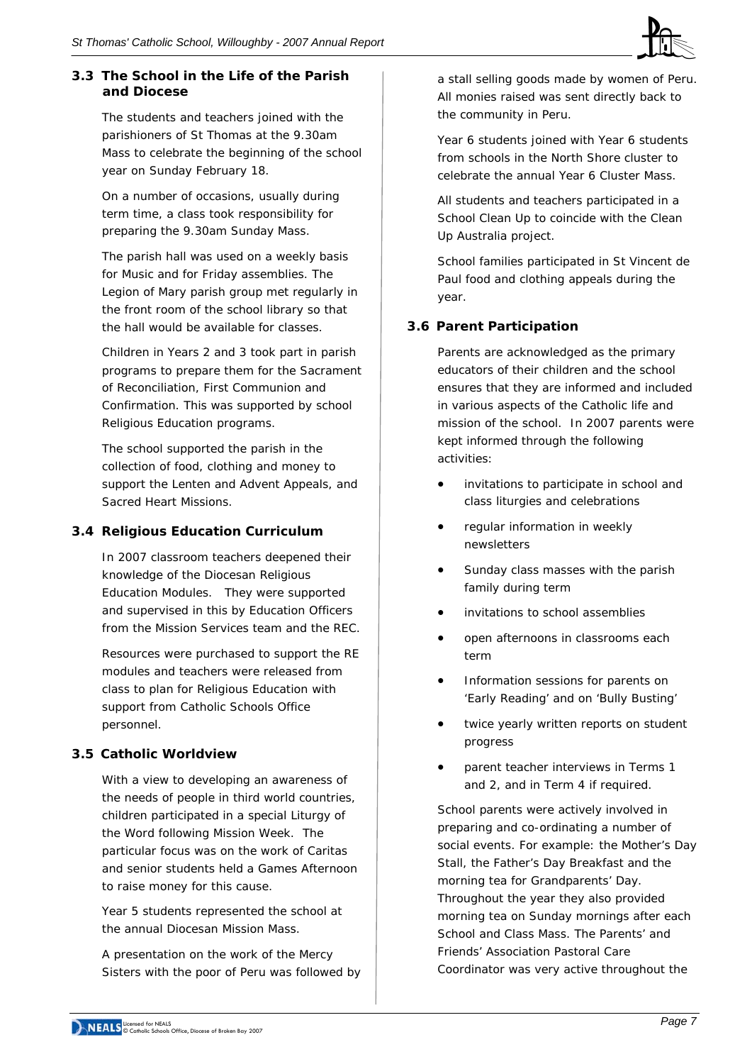### 3.3 The School in the Life of the Parish and Diocese

The students and teachers joined with the parishioners of St Thomas at the 9.30am Mass to celebrate the beginning of the school year on Sunday February 18.

On a number of occasions, usually during term time, a class took responsibility for preparing the 9.30am Sunday Mass.

The parish hall was used on a weekly basis for Music and for Friday assemblies. The Legion of Mary parish group met regularly in the front room of the school library so that the hall would be available for classes.

Children in Years 2 and 3 took part in parish programs to prepare them for the Sacrament of Reconciliation, First Communion and Confirmation. This was supported by school Religious Education programs.

The school supported the parish in the collection of food, clothing and money to support the Lenten and Advent Appeals, and Sacred Heart Missions.

### 3.4 Religious Education Curriculum

In 2007 classroom teachers deepened their knowledge of the Diocesan Religious Education Modules. They were supported and supervised in this by Education Officers from the Mission Services team and the REC.

Resources were purchased to support the RE modules and teachers were released from class to plan for Religious Education with support from Catholic Schools Office personnel.

### 3.5 Catholic Worldview

With a view to developing an awareness of the needs of people in third world countries, children participated in a special Liturgy of the Word following Mission Week. The particular focus was on the work of Caritas and senior students held a Games Afternoon to raise money for this cause.

Year 5 students represented the school at the annual Diocesan Mission Mass.

A presentation on the work of the Mercy Sisters with the poor of Peru was followed by a stall selling goods made by women of Peru. All monies raised was sent directly back to the community in Peru.

Year 6 students joined with Year 6 students from schools in the North Shore cluster to celebrate the annual Year 6 Cluster Mass.

All students and teachers participated in a School Clean Up to coincide with the Clean Up Australia project.

School families participated in St Vincent de Paul food and clothing appeals during the year.

### 3.6 Parent Participation

Parents are acknowledged as the primary educators of their children and the school ensures that they are informed and included in various aspects of the Catholic life and mission of the school. In 2007 parents were kept informed through the following activities:

- invitations to participate in school and class liturgies and celebrations
- regular information in weekly newsletters
- Sunday class masses with the parish family during term
- invitations to school assemblies
- open afternoons in classrooms each term
- Information sessions for parents on 'Early Reading' and on 'Bully Busting'
- twice yearly written reports on student progress
- parent teacher interviews in Terms 1 and 2, and in Term 4 if required.

School parents were actively involved in preparing and co-ordinating a number of social events. For example: the Mother's Day Stall, the Father's Day Breakfast and the morning tea for Grandparents' Day. Throughout the year they also provided morning tea on Sunday mornings after each School and Class Mass. The Parents' and Friends' Association Pastoral Care Coordinator was very active throughout the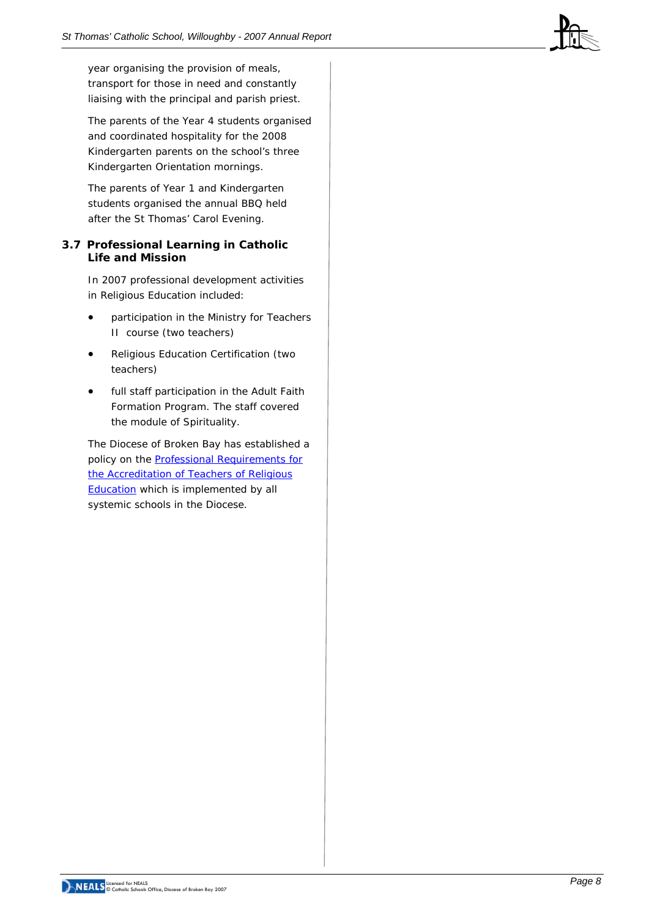year organising the provision of meals, transport for those in need and constantly liaising with the principal and parish priest.

The parents of the Year 4 students organised and coordinated hospitality for the 2008 Kindergarten parents on the school's three Kindergarten Orientation mornings.

The parents of Year 1 and Kindergarten students organised the annual BBQ held after the St Thomas' Carol Evening.

### 3.7 Professional Learning in Catholic Life and Mission

In 2007 professional development activities in Religious Education included:

- participation in the Ministry for Teachers II course (two teachers)
- Religious Education Certification (two teachers)
- full staff participation in the Adult Faith Formation Program. The staff covered the module of Spirituality.

The Diocese of Broken Bay has established a policy on the Professional Requirements for the Accreditation of Teachers of Religious Education which is implemented by all systemic schools in the Diocese.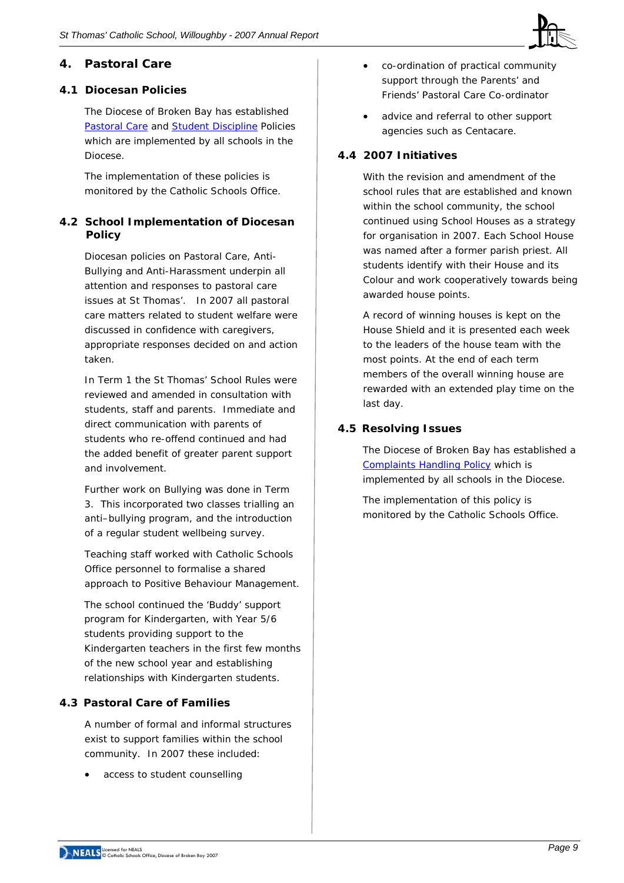# 4. Pastoral Care

## 4.1 Diocesan Policies

The Diocese of Broken Bay has established Pastoral Care and Student Discipline Policies which are implemented by all schools in the Diocese.

The implementation of these policies is monitored by the Catholic Schools Office.

## 4.2 School Implementation of Diocesan Policy

Diocesan policies on Pastoral Care, Anti-Bullying and Anti-Harassment underpin all attention and responses to pastoral care issues at St Thomas'. In 2007 all pastoral care matters related to student welfare were discussed in confidence with caregivers, appropriate responses decided on and action taken.

In Term 1 the St Thomas' School Rules were reviewed and amended in consultation with students, staff and parents. Immediate and direct communication with parents of students who re-offend continued and had the added benefit of greater parent support and involvement.

Further work on Bullying was done in Term 3. This incorporated two classes trialling an anti–bullying program, and the introduction of a regular student wellbeing survey.

Teaching staff worked with Catholic Schools Office personnel to formalise a shared approach to Positive Behaviour Management.

The school continued the 'Buddy' support program for Kindergarten, with Year 5/6 students providing support to the Kindergarten teachers in the first few months of the new school year and establishing relationships with Kindergarten students.

## 4.3 Pastoral Care of Families

A number of formal and informal structures exist to support families within the school community. In 2007 these included:

- access to student counselling
- co-ordination of practical community support through the Parents' and Friends' Pastoral Care Co-ordinator
- advice and referral to other support agencies such as Centacare.

## 4.4 2007 Initiatives

With the revision and amendment of the school rules that are established and known within the school community, the school continued using School Houses as a strategy for organisation in 2007. Each School House was named after a former parish priest. All students identify with their House and its Colour and work cooperatively towards being awarded house points.

A record of winning houses is kept on the House Shield and it is presented each week to the leaders of the house team with the most points. At the end of each term members of the overall winning house are rewarded with an extended play time on the last day.

## 4.5 Resolving Issues

The Diocese of Broken Bay has established a Complaints Handling Policy which is implemented by all schools in the Diocese.

The implementation of this policy is monitored by the Catholic Schools Office.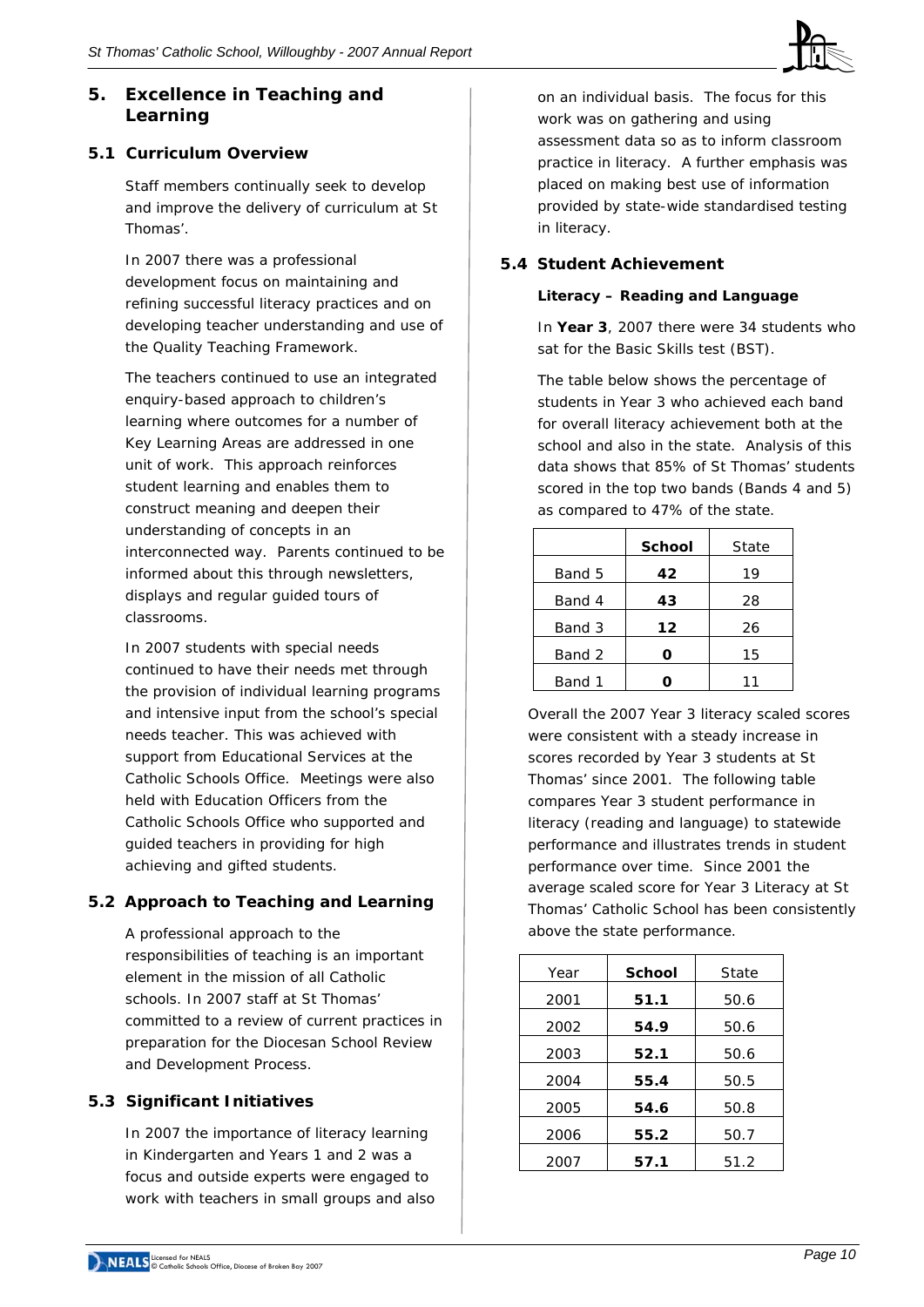## 5. Excellence in Teaching and Learning

### 5.1 Curriculum Overview

Staff members continually seek to develop and improve the delivery of curriculum at St Thomas'.

In 2007 there was a professional development focus on maintaining and refining successful literacy practices and on developing teacher understanding and use of the Quality Teaching Framework.

The teachers continued to use an integrated enquiry-based approach to children's learning where outcomes for a number of Key Learning Areas are addressed in one unit of work. This approach reinforces student learning and enables them to construct meaning and deepen their understanding of concepts in an interconnected way. Parents continued to be informed about this through newsletters, displays and regular guided tours of classrooms.

In 2007 students with special needs continued to have their needs met through the provision of individual learning programs and intensive input from the school's special needs teacher. This was achieved with support from Educational Services at the Catholic Schools Office. Meetings were also held with Education Officers from the Catholic Schools Office who supported and guided teachers in providing for high achieving and gifted students.

### 5.2 Approach to Teaching and Learning

A professional approach to the responsibilities of teaching is an important element in the mission of all Catholic schools. In 2007 staff at St Thomas' committed to a review of current practices in preparation for the Diocesan School Review and Development Process.

### 5.3 Significant Initiatives

In 2007 the importance of literacy learning in Kindergarten and Years 1 and 2 was a focus and outside experts were engaged to work with teachers in small groups and also on an individual basis. The focus for this work was on gathering and using assessment data so as to inform classroom practice in literacy. A further emphasis was placed on making best use of information provided by state-wide standardised testing in literacy.

### 5.4 Student Achievement

**Literacy – Reading and Language**

In **Year 3**, 2007 there were 34 students who sat for the Basic Skills test (BST).

The table below shows the percentage of students in Year 3 who achieved each band for overall literacy achievement both at the school and also in the state. Analysis of this data shows that 85% of St Thomas' students scored in the top two bands (Bands 4 and 5) as compared to 47% of the state.

| | **School** | State |
|---|---|---|
| Band 5 | **42** | 19 |
| Band 4 | **43** | 28 |
| Band 3 | **12** | 26 |
| Band 2 | **0** | 15 |
| Band 1 | **0** | 11 |

Overall the 2007 Year 3 literacy scaled scores were consistent with a steady increase in scores recorded by Year 3 students at St Thomas' since 2001. The following table compares Year 3 student performance in literacy (reading and language) to statewide performance and illustrates trends in student performance over time. Since 2001 the average scaled score for Year 3 Literacy at St Thomas' Catholic School has been consistently above the state performance.

| Year | **School** | State |
|---|---|---|
| 2001 | **51.1** | 50.6 |
| 2002 | **54.9** | 50.6 |
| 2003 | **52.1** | 50.6 |
| 2004 | **55.4** | 50.5 |
| 2005 | **54.6** | 50.8 |
| 2006 | **55.2** | 50.7 |
| 2007 | **57.1** | 51.2 |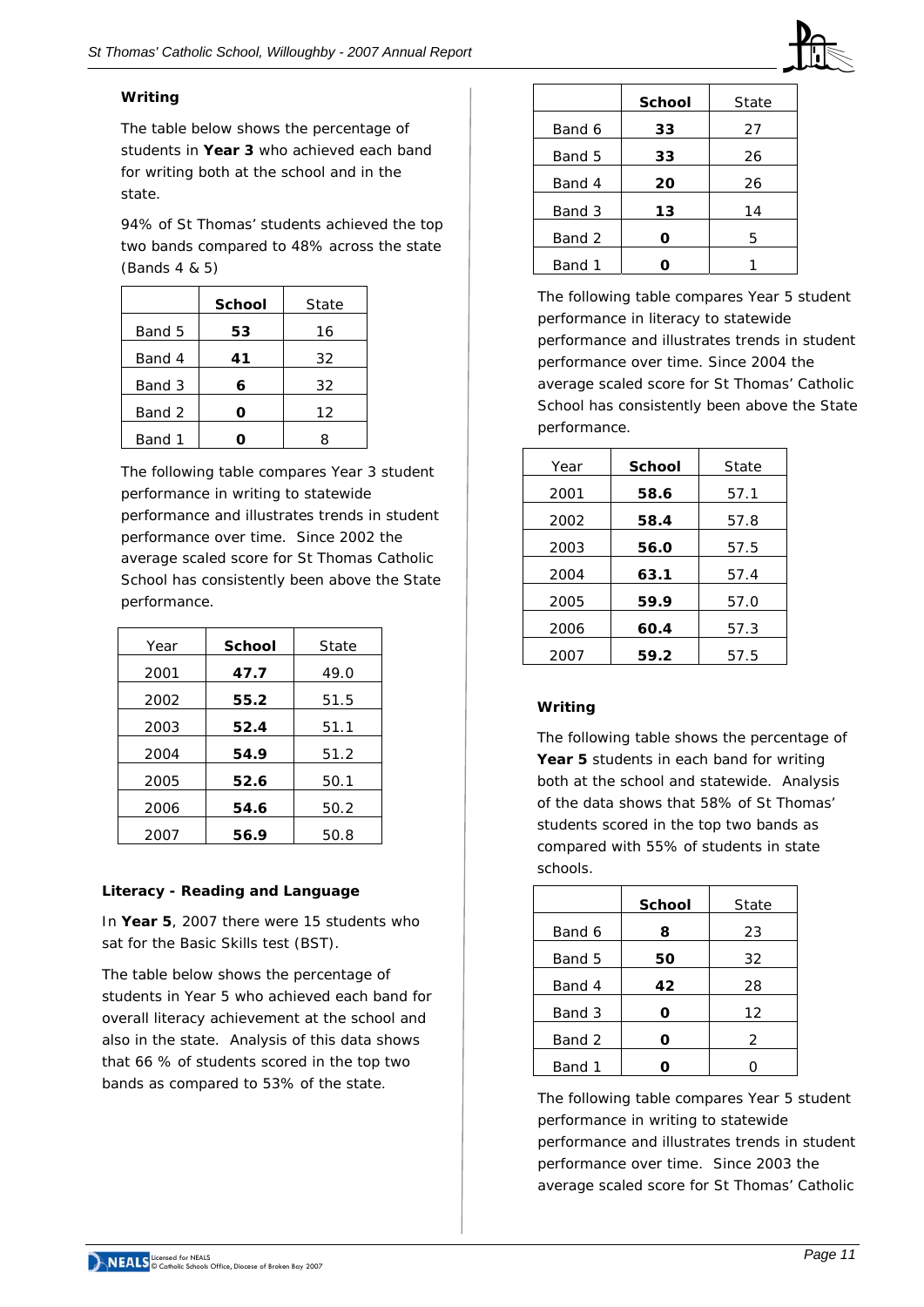### Writing

The table below shows the percentage of students in **Year 3** who achieved each band for writing both at the school and in the state.

94% of St Thomas' students achieved the top two bands compared to 48% across the state (Bands 4 & 5)

| | **School** | State |
|---|---|---|
| Band 5 | **53** | 16 |
| Band 4 | **41** | 32 |
| Band 3 | **6** | 32 |
| Band 2 | **0** | 12 |
| Band 1 | **0** | 8 |

The following table compares Year 3 student performance in writing to statewide performance and illustrates trends in student performance over time. Since 2002 the average scaled score for St Thomas Catholic School has consistently been above the State performance.

| Year | **School** | State |
|---|---|---|
| 2001 | **47.7** | 49.0 |
| 2002 | **55.2** | 51.5 |
| 2003 | **52.4** | 51.1 |
| 2004 | **54.9** | 51.2 |
| 2005 | **52.6** | 50.1 |
| 2006 | **54.6** | 50.2 |
| 2007 | **56.9** | 50.8 |

### Literacy - Reading and Language

In **Year 5**, 2007 there were 15 students who sat for the Basic Skills test (BST).

The table below shows the percentage of students in Year 5 who achieved each band for overall literacy achievement at the school and also in the state. Analysis of this data shows that 66 % of students scored in the top two bands as compared to 53% of the state.

| | **School** | State |
|---|---|---|
| Band 6 | **33** | 27 |
| Band 5 | **33** | 26 |
| Band 4 | **20** | 26 |
| Band 3 | **13** | 14 |
| Band 2 | **0** | 5 |
| Band 1 | **0** | 1 |

The following table compares Year 5 student performance in literacy to statewide performance and illustrates trends in student performance over time. Since 2004 the average scaled score for St Thomas' Catholic School has consistently been above the State performance.

| Year | **School** | State |
|---|---|---|
| 2001 | **58.6** | 57.1 |
| 2002 | **58.4** | 57.8 |
| 2003 | **56.0** | 57.5 |
| 2004 | **63.1** | 57.4 |
| 2005 | **59.9** | 57.0 |
| 2006 | **60.4** | 57.3 |
| 2007 | **59.2** | 57.5 |

### Writing

The following table shows the percentage of **Year 5** students in each band for writing both at the school and statewide. Analysis of the data shows that 58% of St Thomas' students scored in the top two bands as compared with 55% of students in state schools.

| | **School** | State |
|---|---|---|
| Band 6 | **8** | 23 |
| Band 5 | **50** | 32 |
| Band 4 | **42** | 28 |
| Band 3 | **0** | 12 |
| Band 2 | **0** | 2 |
| Band 1 | **0** | 0 |

The following table compares Year 5 student performance in writing to statewide performance and illustrates trends in student performance over time. Since 2003 the average scaled score for St Thomas' Catholic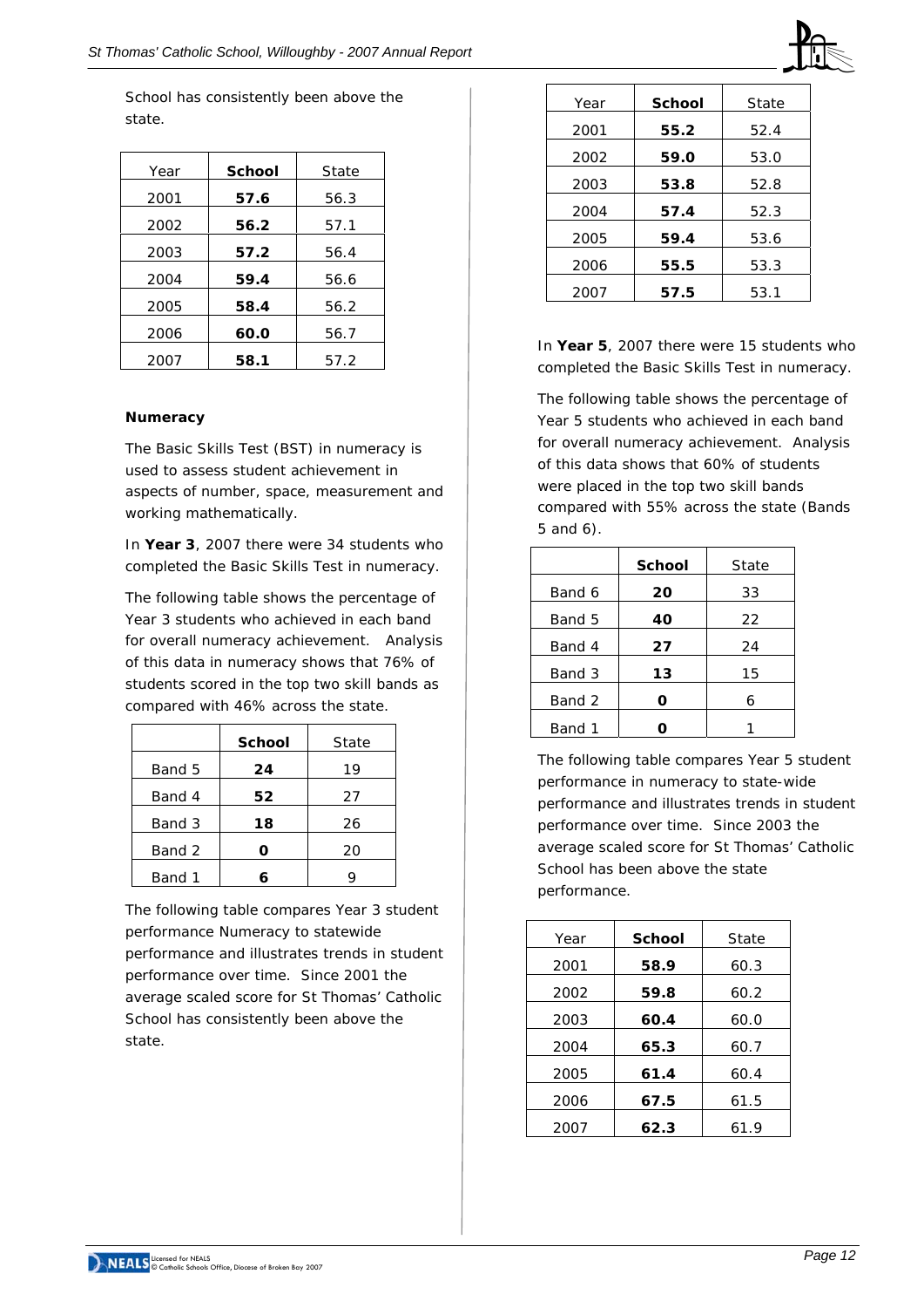School has consistently been above the state.

| Year | School | State |
|---|---|---|
| 2001 | **57.6** | 56.3 |
| 2002 | **56.2** | 57.1 |
| 2003 | **57.2** | 56.4 |
| 2004 | **59.4** | 56.6 |
| 2005 | **58.4** | 56.2 |
| 2006 | **60.0** | 56.7 |
| 2007 | **58.1** | 57.2 |

**Numeracy**

The Basic Skills Test (BST) in numeracy is used to assess student achievement in aspects of number, space, measurement and working mathematically.

In **Year 3**, 2007 there were 34 students who completed the Basic Skills Test in numeracy.

The following table shows the percentage of Year 3 students who achieved in each band for overall numeracy achievement. Analysis of this data in numeracy shows that 76% of students scored in the top two skill bands as compared with 46% across the state.

| | School | State |
|---|---|---|
| Band 5 | **24** | 19 |
| Band 4 | **52** | 27 |
| Band 3 | **18** | 26 |
| Band 2 | **0** | 20 |
| Band 1 | **6** | 9 |

The following table compares Year 3 student performance Numeracy to statewide performance and illustrates trends in student performance over time. Since 2001 the average scaled score for St Thomas' Catholic School has consistently been above the state.

| Year | School | State |
|---|---|---|
| 2001 | **55.2** | 52.4 |
| 2002 | **59.0** | 53.0 |
| 2003 | **53.8** | 52.8 |
| 2004 | **57.4** | 52.3 |
| 2005 | **59.4** | 53.6 |
| 2006 | **55.5** | 53.3 |
| 2007 | **57.5** | 53.1 |

In **Year 5**, 2007 there were 15 students who completed the Basic Skills Test in numeracy.

The following table shows the percentage of Year 5 students who achieved in each band for overall numeracy achievement. Analysis of this data shows that 60% of students were placed in the top two skill bands compared with 55% across the state (Bands 5 and 6).

| | School | State |
|---|---|---|
| Band 6 | **20** | 33 |
| Band 5 | **40** | 22 |
| Band 4 | **27** | 24 |
| Band 3 | **13** | 15 |
| Band 2 | **0** | 6 |
| Band 1 | **0** | 1 |

The following table compares Year 5 student performance in numeracy to state-wide performance and illustrates trends in student performance over time. Since 2003 the average scaled score for St Thomas' Catholic School has been above the state performance.

| Year | School | State |
|---|---|---|
| 2001 | **58.9** | 60.3 |
| 2002 | **59.8** | 60.2 |
| 2003 | **60.4** | 60.0 |
| 2004 | **65.3** | 60.7 |
| 2005 | **61.4** | 60.4 |
| 2006 | **67.5** | 61.5 |
| 2007 | **62.3** | 61.9 |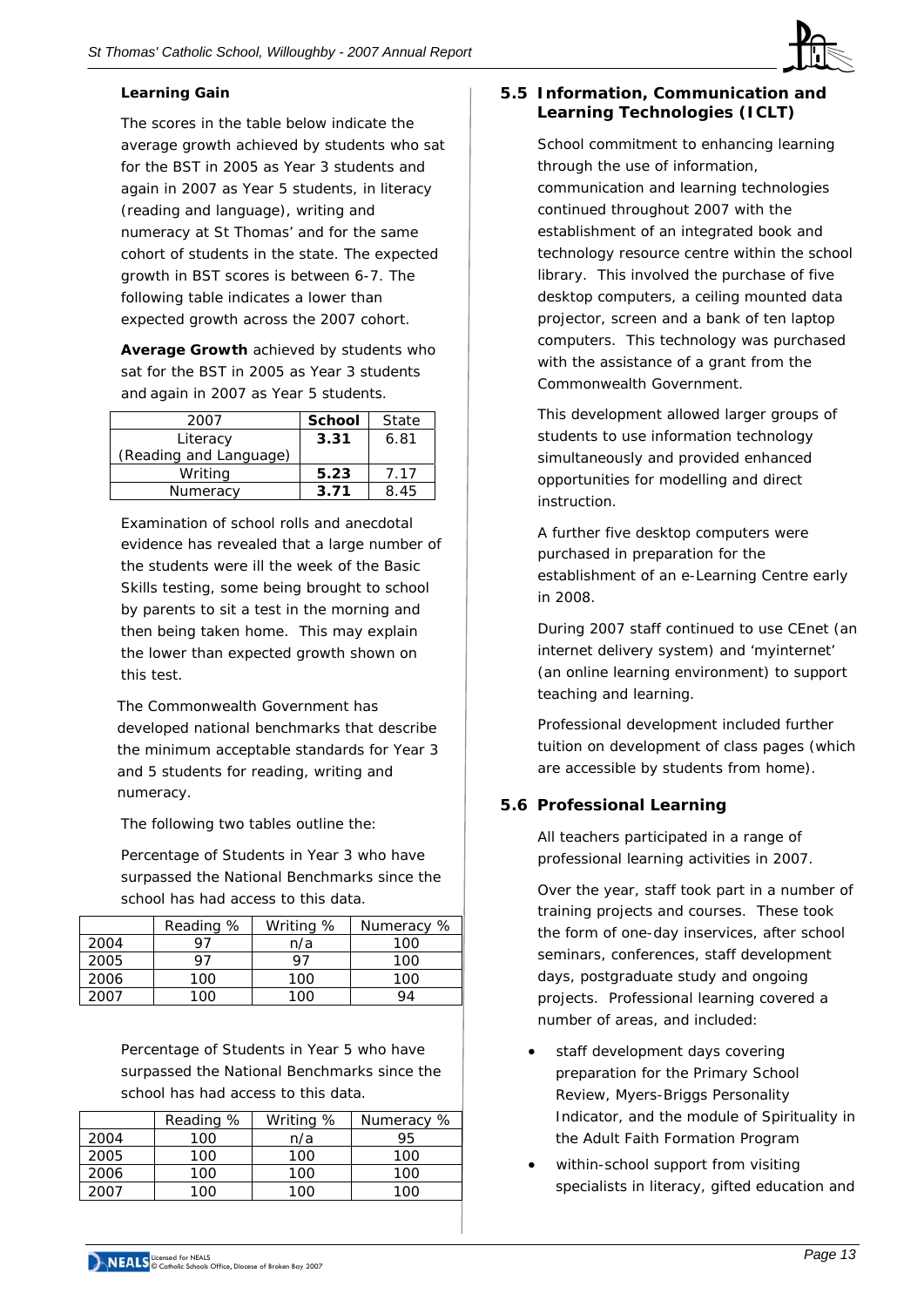**Learning Gain**

The scores in the table below indicate the average growth achieved by students who sat for the BST in 2005 as Year 3 students and again in 2007 as Year 5 students, in literacy (reading and language), writing and numeracy at St Thomas' and for the same cohort of students in the state. The expected growth in BST scores is between 6-7. The following table indicates a lower than expected growth across the 2007 cohort.

**Average Growth** achieved by students who sat for the BST in 2005 as Year 3 students and again in 2007 as Year 5 students.

| 2007 | **School** | State |
|---|---|---|
| Literacy (Reading and Language) | **3.31** | 6.81 |
| Writing | **5.23** | 7.17 |
| Numeracy | **3.71** | 8.45 |

Examination of school rolls and anecdotal evidence has revealed that a large number of the students were ill the week of the Basic Skills testing, some being brought to school by parents to sit a test in the morning and then being taken home. This may explain the lower than expected growth shown on this test.

The Commonwealth Government has developed national benchmarks that describe the minimum acceptable standards for Year 3 and 5 students for reading, writing and numeracy.

The following two tables outline the:

Percentage of Students in Year 3 who have surpassed the National Benchmarks since the school has had access to this data.

| | Reading % | Writing % | Numeracy % |
|---|---|---|---|
| 2004 | 97 | n/a | 100 |
| 2005 | 97 | 97 | 100 |
| 2006 | 100 | 100 | 100 |
| 2007 | 100 | 100 | 94 |

Percentage of Students in Year 5 who have surpassed the National Benchmarks since the school has had access to this data.

| | Reading % | Writing % | Numeracy % |
|---|---|---|---|
| 2004 | 100 | n/a | 95 |
| 2005 | 100 | 100 | 100 |
| 2006 | 100 | 100 | 100 |
| 2007 | 100 | 100 | 100 |

## 5.5 Information, Communication and Learning Technologies (ICLT)

School commitment to enhancing learning through the use of information, communication and learning technologies continued throughout 2007 with the establishment of an integrated book and technology resource centre within the school library. This involved the purchase of five desktop computers, a ceiling mounted data projector, screen and a bank of ten laptop computers. This technology was purchased with the assistance of a grant from the Commonwealth Government.

This development allowed larger groups of students to use information technology simultaneously and provided enhanced opportunities for modelling and direct instruction.

A further five desktop computers were purchased in preparation for the establishment of an e-Learning Centre early in 2008.

During 2007 staff continued to use CEnet (an internet delivery system) and 'myinternet' (an online learning environment) to support teaching and learning.

Professional development included further tuition on development of class pages (which are accessible by students from home).

## 5.6 Professional Learning

All teachers participated in a range of professional learning activities in 2007.

Over the year, staff took part in a number of training projects and courses. These took the form of one-day inservices, after school seminars, conferences, staff development days, postgraduate study and ongoing projects. Professional learning covered a number of areas, and included:

- staff development days covering preparation for the Primary School Review, Myers-Briggs Personality Indicator, and the module of Spirituality in the Adult Faith Formation Program
- within-school support from visiting specialists in literacy, gifted education and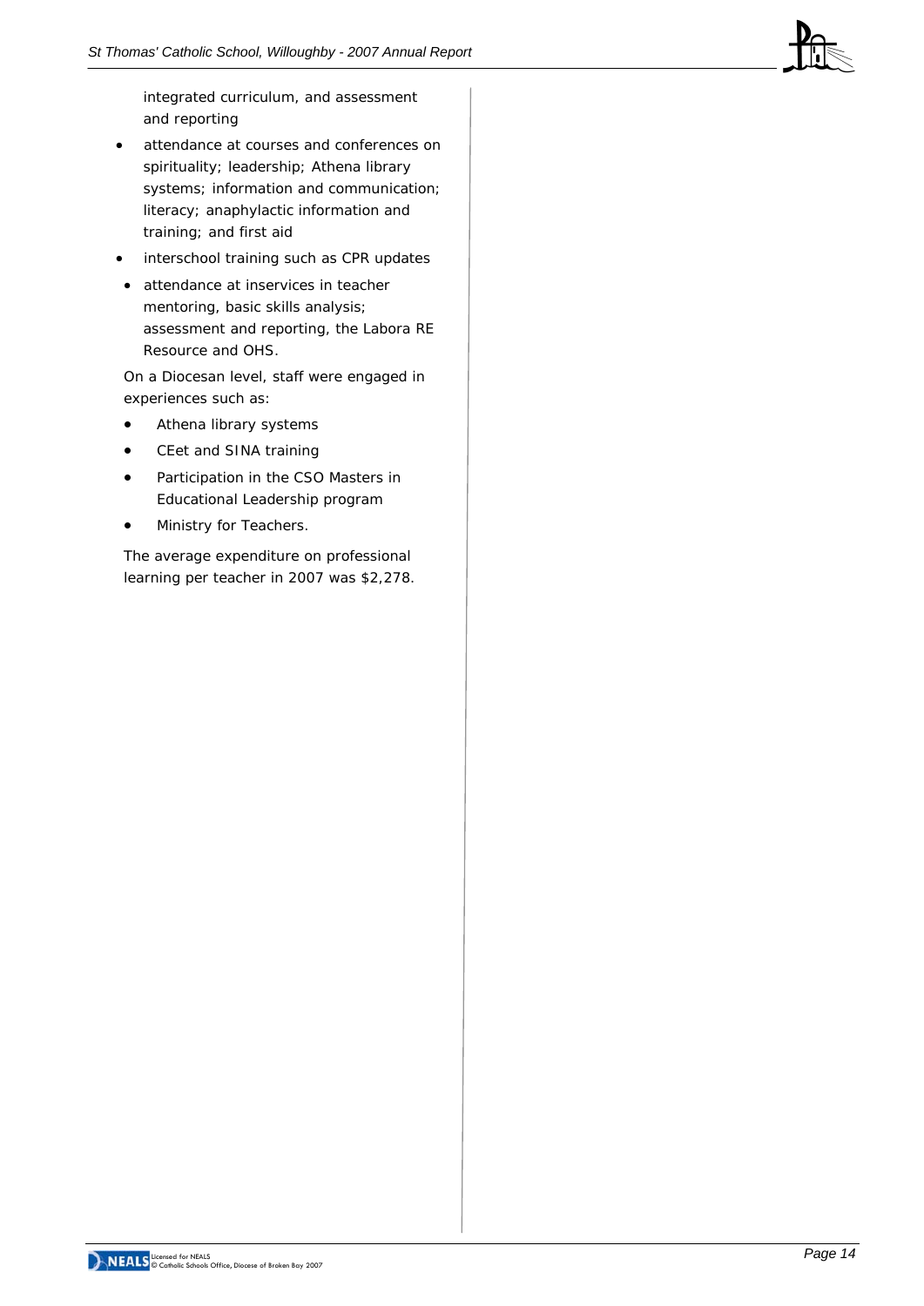integrated curriculum, and assessment and reporting

- attendance at courses and conferences on spirituality; leadership; Athena library systems; information and communication; literacy; anaphylactic information and training; and first aid
- interschool training such as CPR updates
- attendance at inservices in teacher mentoring, basic skills analysis; assessment and reporting, the Labora RE Resource and OHS.

On a Diocesan level, staff were engaged in experiences such as:

- Athena library systems
- CEet and SINA training
- Participation in the CSO Masters in Educational Leadership program
- Ministry for Teachers.

The average expenditure on professional learning per teacher in 2007 was $2,278.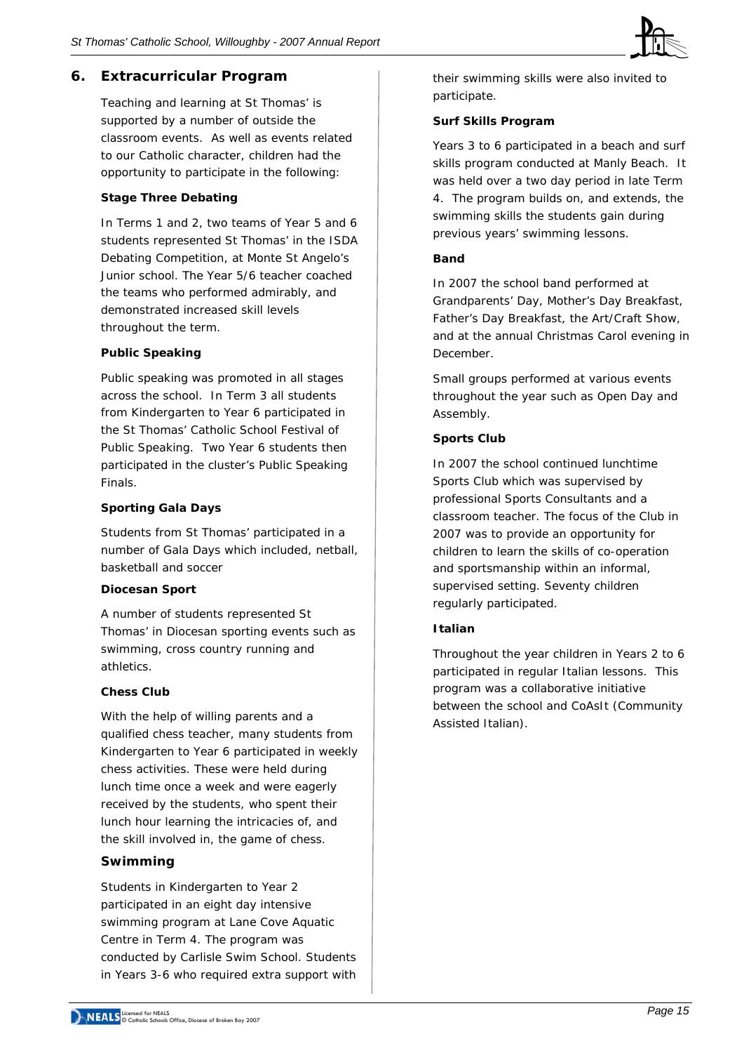## 6. Extracurricular Program

Teaching and learning at St Thomas' is supported by a number of outside the classroom events. As well as events related to our Catholic character, children had the opportunity to participate in the following:

### Stage Three Debating

In Terms 1 and 2, two teams of Year 5 and 6 students represented St Thomas' in the ISDA Debating Competition, at Monte St Angelo's Junior school. The Year 5/6 teacher coached the teams who performed admirably, and demonstrated increased skill levels throughout the term.

### Public Speaking

Public speaking was promoted in all stages across the school. In Term 3 all students from Kindergarten to Year 6 participated in the St Thomas' Catholic School Festival of Public Speaking. Two Year 6 students then participated in the cluster's Public Speaking Finals.

### Sporting Gala Days

Students from St Thomas' participated in a number of Gala Days which included, netball, basketball and soccer

### Diocesan Sport

A number of students represented St Thomas' in Diocesan sporting events such as swimming, cross country running and athletics.

### Chess Club

With the help of willing parents and a qualified chess teacher, many students from Kindergarten to Year 6 participated in weekly chess activities. These were held during lunch time once a week and were eagerly received by the students, who spent their lunch hour learning the intricacies of, and the skill involved in, the game of chess.

### Swimming

Students in Kindergarten to Year 2 participated in an eight day intensive swimming program at Lane Cove Aquatic Centre in Term 4. The program was conducted by Carlisle Swim School. Students in Years 3-6 who required extra support with their swimming skills were also invited to participate.

### Surf Skills Program

Years 3 to 6 participated in a beach and surf skills program conducted at Manly Beach. It was held over a two day period in late Term 4. The program builds on, and extends, the swimming skills the students gain during previous years' swimming lessons.

### Band

In 2007 the school band performed at Grandparents' Day, Mother's Day Breakfast, Father's Day Breakfast, the Art/Craft Show, and at the annual Christmas Carol evening in December.

Small groups performed at various events throughout the year such as Open Day and Assembly.

### Sports Club

In 2007 the school continued lunchtime Sports Club which was supervised by professional Sports Consultants and a classroom teacher. The focus of the Club in 2007 was to provide an opportunity for children to learn the skills of co-operation and sportsmanship within an informal, supervised setting. Seventy children regularly participated.

### Italian

Throughout the year children in Years 2 to 6 participated in regular Italian lessons. This program was a collaborative initiative between the school and CoAsIt (Community Assisted Italian).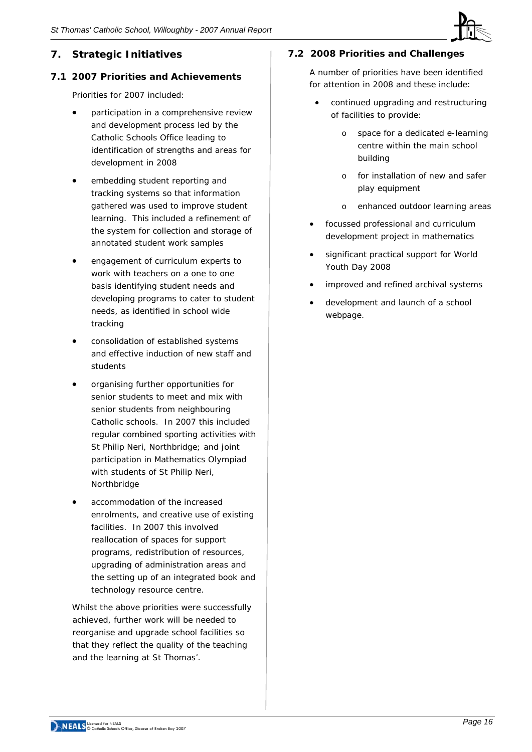## 7. Strategic Initiatives

### 7.1 2007 Priorities and Achievements

Priorities for 2007 included:

- participation in a comprehensive review and development process led by the Catholic Schools Office leading to identification of strengths and areas for development in 2008
- embedding student reporting and tracking systems so that information gathered was used to improve student learning. This included a refinement of the system for collection and storage of annotated student work samples
- engagement of curriculum experts to work with teachers on a one to one basis identifying student needs and developing programs to cater to student needs, as identified in school wide tracking
- consolidation of established systems and effective induction of new staff and students
- organising further opportunities for senior students to meet and mix with senior students from neighbouring Catholic schools. In 2007 this included regular combined sporting activities with St Philip Neri, Northbridge; and joint participation in Mathematics Olympiad with students of St Philip Neri, Northbridge
- accommodation of the increased enrolments, and creative use of existing facilities. In 2007 this involved reallocation of spaces for support programs, redistribution of resources, upgrading of administration areas and the setting up of an integrated book and technology resource centre.

Whilst the above priorities were successfully achieved, further work will be needed to reorganise and upgrade school facilities so that they reflect the quality of the teaching and the learning at St Thomas'.

### 7.2 2008 Priorities and Challenges

A number of priorities have been identified for attention in 2008 and these include:

- continued upgrading and restructuring of facilities to provide:
    - space for a dedicated e-learning centre within the main school building
    - for installation of new and safer play equipment
    - enhanced outdoor learning areas
- focussed professional and curriculum development project in mathematics
- significant practical support for World Youth Day 2008
- improved and refined archival systems
- development and launch of a school webpage.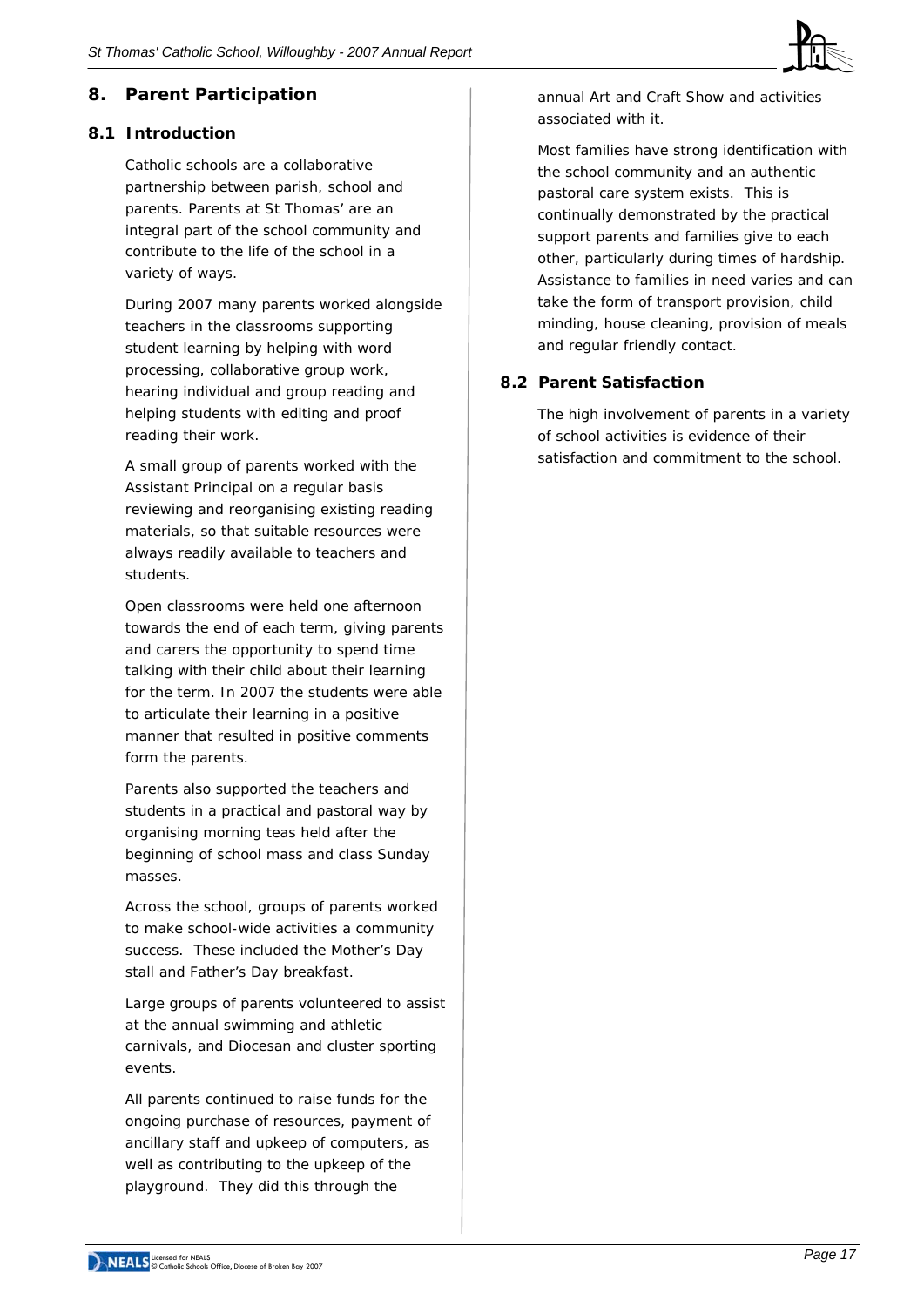# 8. Parent Participation

## 8.1 Introduction

Catholic schools are a collaborative partnership between parish, school and parents. Parents at St Thomas' are an integral part of the school community and contribute to the life of the school in a variety of ways.

During 2007 many parents worked alongside teachers in the classrooms supporting student learning by helping with word processing, collaborative group work, hearing individual and group reading and helping students with editing and proof reading their work.

A small group of parents worked with the Assistant Principal on a regular basis reviewing and reorganising existing reading materials, so that suitable resources were always readily available to teachers and students.

Open classrooms were held one afternoon towards the end of each term, giving parents and carers the opportunity to spend time talking with their child about their learning for the term. In 2007 the students were able to articulate their learning in a positive manner that resulted in positive comments form the parents.

Parents also supported the teachers and students in a practical and pastoral way by organising morning teas held after the beginning of school mass and class Sunday masses.

Across the school, groups of parents worked to make school-wide activities a community success. These included the Mother's Day stall and Father's Day breakfast.

Large groups of parents volunteered to assist at the annual swimming and athletic carnivals, and Diocesan and cluster sporting events.

All parents continued to raise funds for the ongoing purchase of resources, payment of ancillary staff and upkeep of computers, as well as contributing to the upkeep of the playground. They did this through the annual Art and Craft Show and activities associated with it.

Most families have strong identification with the school community and an authentic pastoral care system exists. This is continually demonstrated by the practical support parents and families give to each other, particularly during times of hardship. Assistance to families in need varies and can take the form of transport provision, child minding, house cleaning, provision of meals and regular friendly contact.

## 8.2 Parent Satisfaction

The high involvement of parents in a variety of school activities is evidence of their satisfaction and commitment to the school.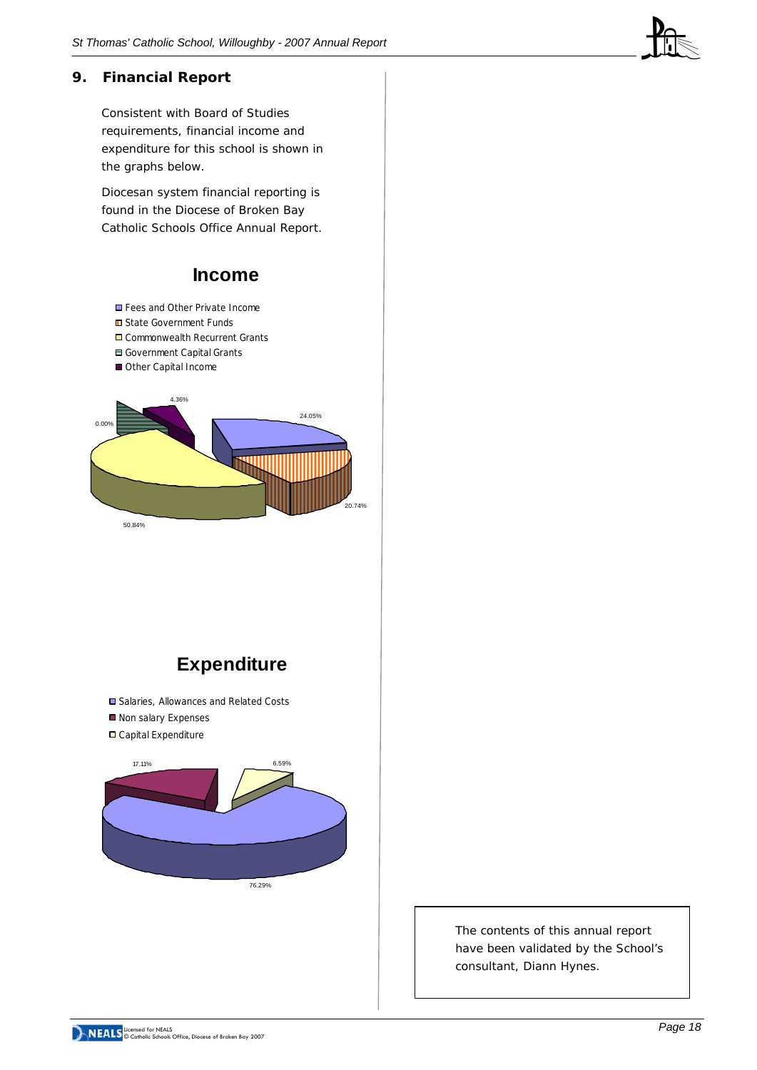## 9. Financial Report

Consistent with Board of Studies requirements, financial income and expenditure for this school is shown in the graphs below.

Diocesan system financial reporting is found in the Diocese of Broken Bay Catholic Schools Office Annual Report.

### Income

Fees and Other Private Income
State Government Funds
Commonwealth Recurrent Grants
Government Capital Grants
Other Capital Income

4.36%
0.00%
24.05%
20.74%
50.84%

### Expenditure

Salaries, Allowances and Related Costs
Non salary Expenses
Capital Expenditure

17.11%
6.59%
76.29%

The contents of this annual report have been validated by the School's consultant, Diann Hynes.

Licensed for NEALS
© Catholic Schools Office, Diocese of Broken Bay 2007